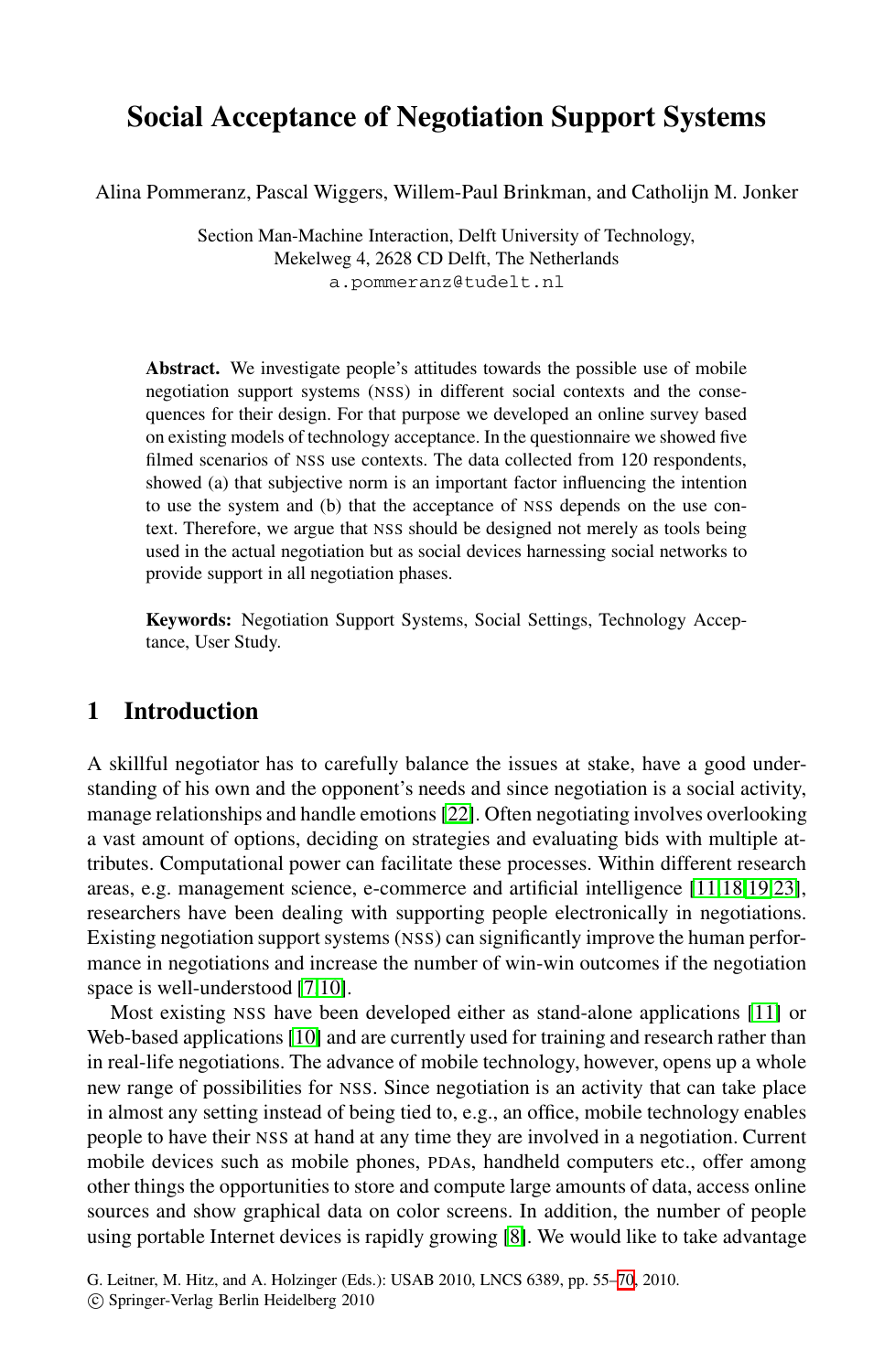# Social Acceptance of Negotiation Support Systems

Alina Pommeranz, Pascal Wiggers, Willem-Paul Brinkman, and Catholijn M. Jonker

Section Man-Machine Interaction, Delft University of Technology,
Mekelweg 4, 2628 CD Delft, The Netherlands
a.pommeranz@tudelt.nl

**Abstract.** We investigate people's attitudes towards the possible use of mobile negotiation support systems (NSS) in different social contexts and the consequences for their design. For that purpose we developed an online survey based on existing models of technology acceptance. In the questionnaire we showed five filmed scenarios of NSS use contexts. The data collected from 120 respondents, showed (a) that subjective norm is an important factor influencing the intention to use the system and (b) that the acceptance of NSS depends on the use context. Therefore, we argue that NSS should be designed not merely as tools being used in the actual negotiation but as social devices harnessing social networks to provide support in all negotiation phases.

**Keywords:** Negotiation Support Systems, Social Settings, Technology Acceptance, User Study.

## 1 Introduction

A skillful negotiator has to carefully balance the issues at stake, have a good understanding of his own and the opponent's needs and since negotiation is a social activity, manage relationships and handle emotions [22]. Often negotiating involves overlooking a vast amount of options, deciding on strategies and evaluating bids with multiple attributes. Computational power can facilitate these processes. Within different research areas, e.g. management science, e-commerce and artificial intelligence [11,18,19,23], researchers have been dealing with supporting people electronically in negotiations. Existing negotiation support systems (NSS) can significantly improve the human performance in negotiations and increase the number of win-win outcomes if the negotiation space is well-understood [7,10].

Most existing NSS have been developed either as stand-alone applications [11] or Web-based applications [10] and are currently used for training and research rather than in real-life negotiations. The advance of mobile technology, however, opens up a whole new range of possibilities for NSS. Since negotiation is an activity that can take place in almost any setting instead of being tied to, e.g., an office, mobile technology enables people to have their NSS at hand at any time they are involved in a negotiation. Current mobile devices such as mobile phones, PDAs, handheld computers etc., offer among other things the opportunities to store and compute large amounts of data, access online sources and show graphical data on color screens. In addition, the number of people using portable Internet devices is rapidly growing [8]. We would like to take advantage

G. Leitner, M. Hitz, and A. Holzinger (Eds.): USAB 2010, LNCS 6389, pp. 55–70, 2010.
© Springer-Verlag Berlin Heidelberg 2010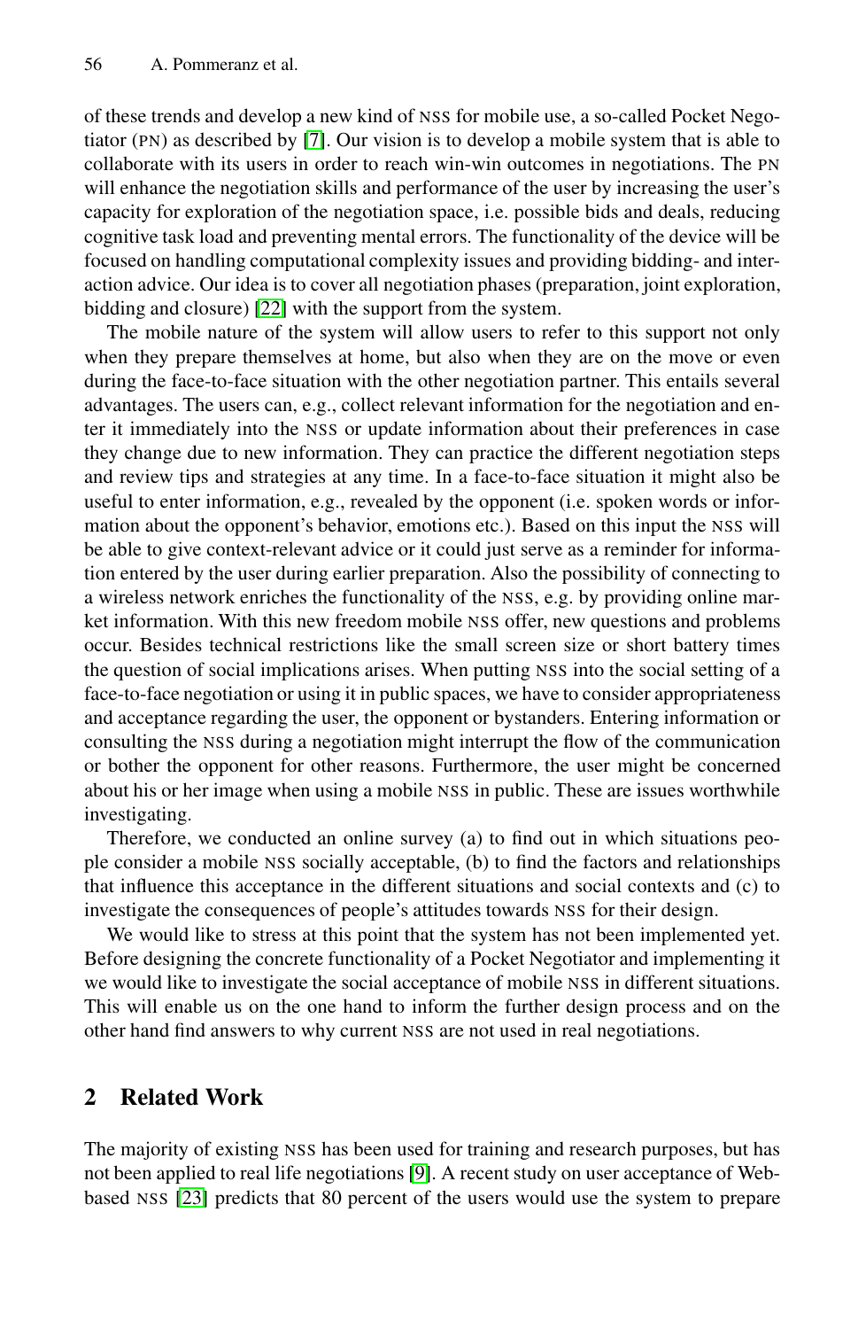of these trends and develop a new kind of NSS for mobile use, a so-called Pocket Negotiator (PN) as described by [7]. Our vision is to develop a mobile system that is able to collaborate with its users in order to reach win-win outcomes in negotiations. The PN will enhance the negotiation skills and performance of the user by increasing the user's capacity for exploration of the negotiation space, i.e. possible bids and deals, reducing cognitive task load and preventing mental errors. The functionality of the device will be focused on handling computational complexity issues and providing bidding- and interaction advice. Our idea is to cover all negotiation phases (preparation, joint exploration, bidding and closure) [22] with the support from the system.

The mobile nature of the system will allow users to refer to this support not only when they prepare themselves at home, but also when they are on the move or even during the face-to-face situation with the other negotiation partner. This entails several advantages. The users can, e.g., collect relevant information for the negotiation and enter it immediately into the NSS or update information about their preferences in case they change due to new information. They can practice the different negotiation steps and review tips and strategies at any time. In a face-to-face situation it might also be useful to enter information, e.g., revealed by the opponent (i.e. spoken words or information about the opponent's behavior, emotions etc.). Based on this input the NSS will be able to give context-relevant advice or it could just serve as a reminder for information entered by the user during earlier preparation. Also the possibility of connecting to a wireless network enriches the functionality of the NSS, e.g. by providing online market information. With this new freedom mobile NSS offer, new questions and problems occur. Besides technical restrictions like the small screen size or short battery times the question of social implications arises. When putting NSS into the social setting of a face-to-face negotiation or using it in public spaces, we have to consider appropriateness and acceptance regarding the user, the opponent or bystanders. Entering information or consulting the NSS during a negotiation might interrupt the flow of the communication or bother the opponent for other reasons. Furthermore, the user might be concerned about his or her image when using a mobile NSS in public. These are issues worthwhile investigating.

Therefore, we conducted an online survey (a) to find out in which situations people consider a mobile NSS socially acceptable, (b) to find the factors and relationships that influence this acceptance in the different situations and social contexts and (c) to investigate the consequences of people's attitudes towards NSS for their design.

We would like to stress at this point that the system has not been implemented yet. Before designing the concrete functionality of a Pocket Negotiator and implementing it we would like to investigate the social acceptance of mobile NSS in different situations. This will enable us on the one hand to inform the further design process and on the other hand find answers to why current NSS are not used in real negotiations.

## 2 Related Work

The majority of existing NSS has been used for training and research purposes, but has not been applied to real life negotiations [9]. A recent study on user acceptance of Web-based NSS [23] predicts that 80 percent of the users would use the system to prepare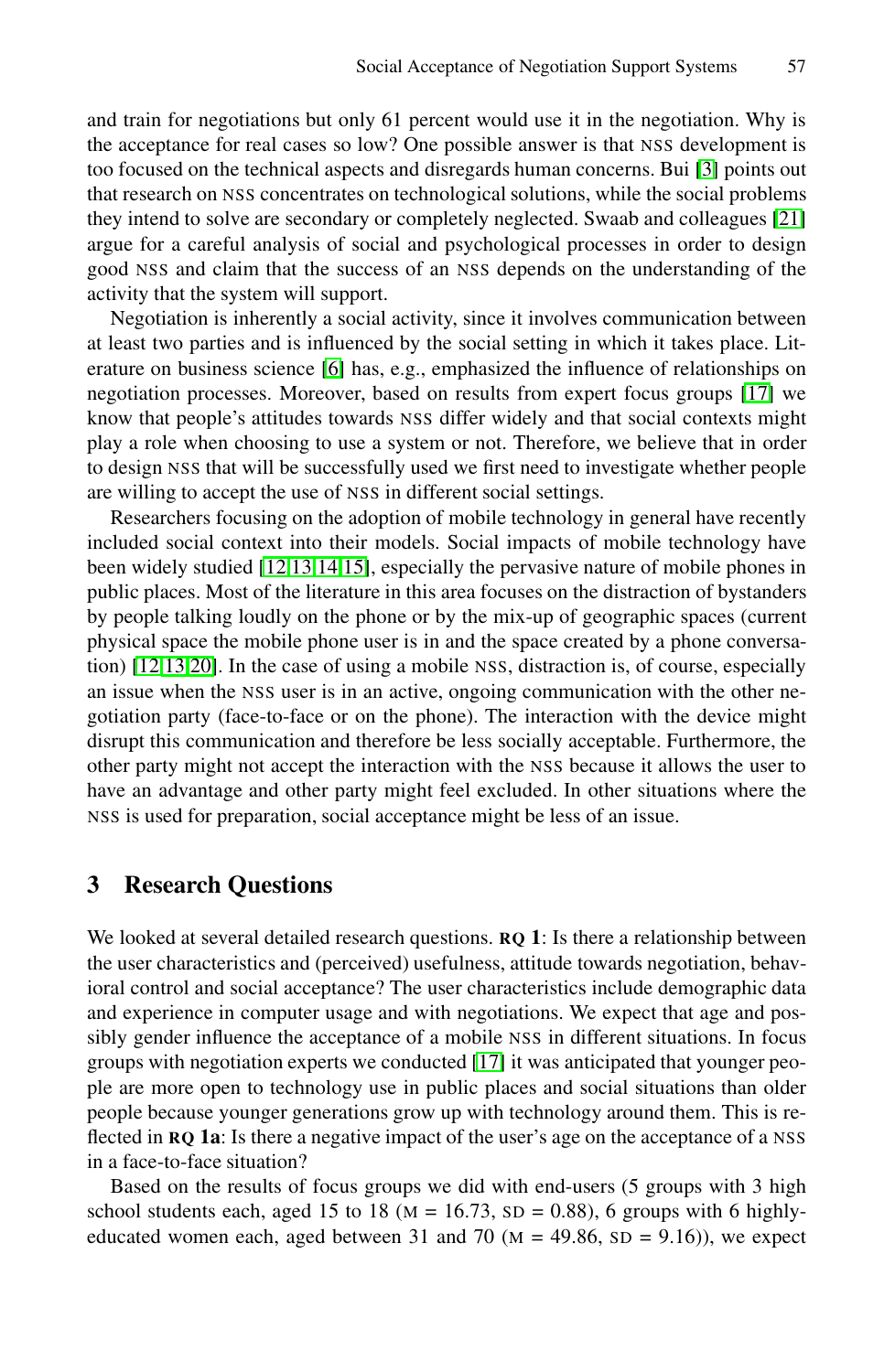and train for negotiations but only 61 percent would use it in the negotiation. Why is the acceptance for real cases so low? One possible answer is that NSS development is too focused on the technical aspects and disregards human concerns. Bui [3] points out that research on NSS concentrates on technological solutions, while the social problems they intend to solve are secondary or completely neglected. Swaab and colleagues [21] argue for a careful analysis of social and psychological processes in order to design good NSS and claim that the success of an NSS depends on the understanding of the activity that the system will support.

Negotiation is inherently a social activity, since it involves communication between at least two parties and is influenced by the social setting in which it takes place. Literature on business science [6] has, e.g., emphasized the influence of relationships on negotiation processes. Moreover, based on results from expert focus groups [17] we know that people's attitudes towards NSS differ widely and that social contexts might play a role when choosing to use a system or not. Therefore, we believe that in order to design NSS that will be successfully used we first need to investigate whether people are willing to accept the use of NSS in different social settings.

Researchers focusing on the adoption of mobile technology in general have recently included social context into their models. Social impacts of mobile technology have been widely studied [12,13,14,15], especially the pervasive nature of mobile phones in public places. Most of the literature in this area focuses on the distraction of bystanders by people talking loudly on the phone or by the mix-up of geographic spaces (current physical space the mobile phone user is in and the space created by a phone conversation) [12,13,20]. In the case of using a mobile NSS, distraction is, of course, especially an issue when the NSS user is in an active, ongoing communication with the other negotiation party (face-to-face or on the phone). The interaction with the device might disrupt this communication and therefore be less socially acceptable. Furthermore, the other party might not accept the interaction with the NSS because it allows the user to have an advantage and other party might feel excluded. In other situations where the NSS is used for preparation, social acceptance might be less of an issue.

## 3 Research Questions

We looked at several detailed research questions. **RQ 1**: Is there a relationship between the user characteristics and (perceived) usefulness, attitude towards negotiation, behavioral control and social acceptance? The user characteristics include demographic data and experience in computer usage and with negotiations. We expect that age and possibly gender influence the acceptance of a mobile NSS in different situations. In focus groups with negotiation experts we conducted [17] it was anticipated that younger people are more open to technology use in public places and social situations than older people because younger generations grow up with technology around them. This is reflected in **RQ 1a**: Is there a negative impact of the user's age on the acceptance of a NSS in a face-to-face situation?

Based on the results of focus groups we did with end-users (5 groups with 3 high school students each, aged 15 to 18 (M = 16.73, SD = 0.88), 6 groups with 6 highly-educated women each, aged between 31 and 70 (M = 49.86, SD = 9.16)), we expect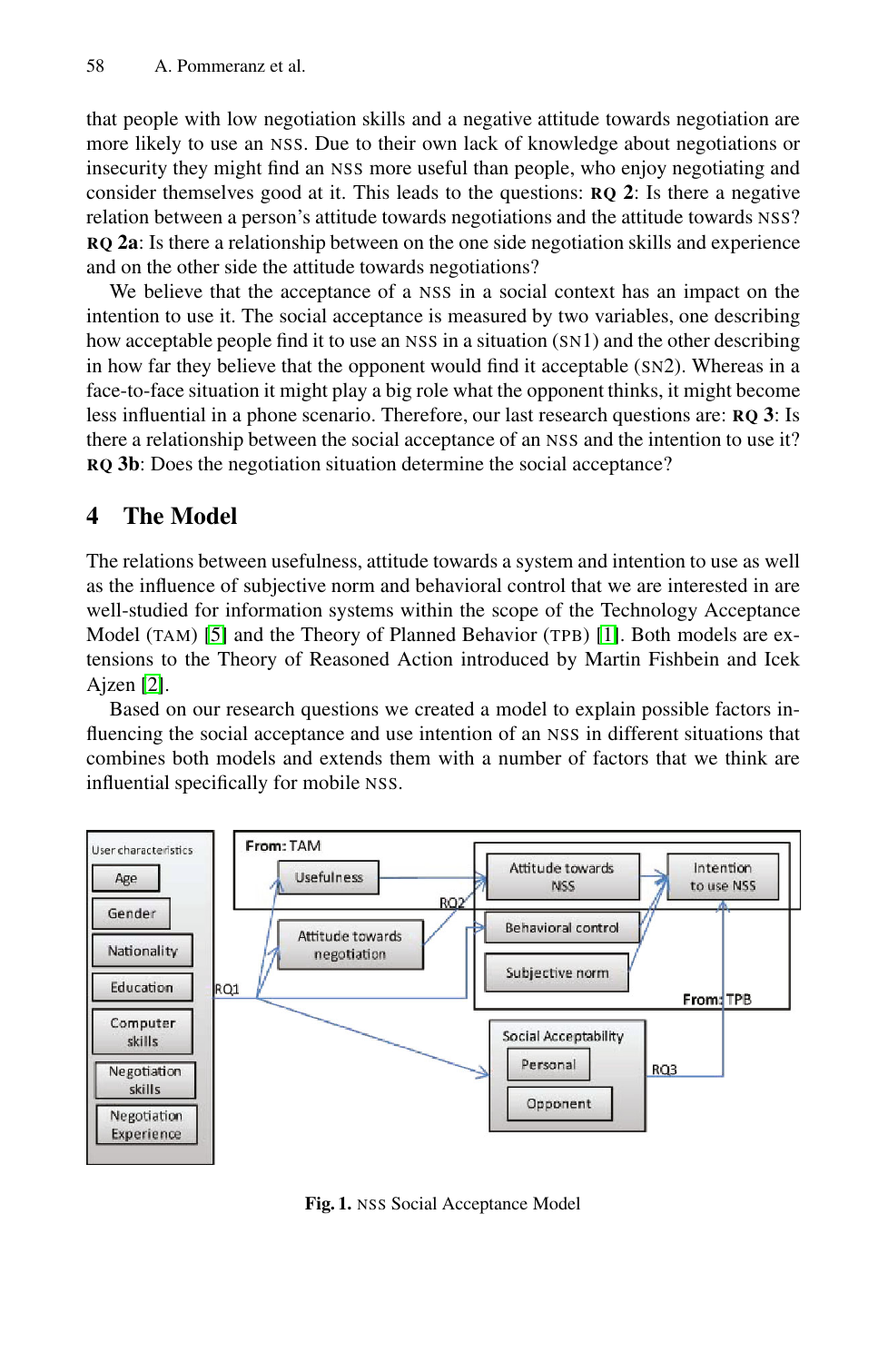that people with low negotiation skills and a negative attitude towards negotiation are more likely to use an NSS. Due to their own lack of knowledge about negotiations or insecurity they might find an NSS more useful than people, who enjoy negotiating and consider themselves good at it. This leads to the questions: **RQ 2**: Is there a negative relation between a person's attitude towards negotiations and the attitude towards NSS? **RQ 2a**: Is there a relationship between on the one side negotiation skills and experience and on the other side the attitude towards negotiations?

We believe that the acceptance of a NSS in a social context has an impact on the intention to use it. The social acceptance is measured by two variables, one describing how acceptable people find it to use an NSS in a situation (SN1) and the other describing in how far they believe that the opponent would find it acceptable (SN2). Whereas in a face-to-face situation it might play a big role what the opponent thinks, it might become less influential in a phone scenario. Therefore, our last research questions are: **RQ 3**: Is there a relationship between the social acceptance of an NSS and the intention to use it? **RQ 3b**: Does the negotiation situation determine the social acceptance?

## 4 The Model

The relations between usefulness, attitude towards a system and intention to use as well as the influence of subjective norm and behavioral control that we are interested in are well-studied for information systems within the scope of the Technology Acceptance Model (TAM) [5] and the Theory of Planned Behavior (TPB) [1]. Both models are extensions to the Theory of Reasoned Action introduced by Martin Fishbein and Icek Ajzen [2].

Based on our research questions we created a model to explain possible factors influencing the social acceptance and use intention of an NSS in different situations that combines both models and extends them with a number of factors that we think are influential specifically for mobile NSS.

**Fig. 1.** NSS Social Acceptance Model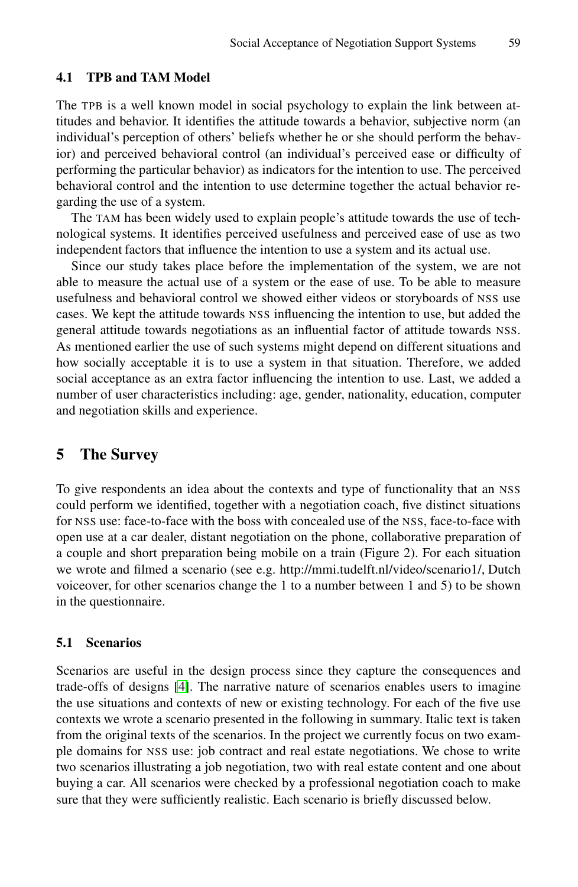### 4.1 TPB and TAM Model

The TPB is a well known model in social psychology to explain the link between attitudes and behavior. It identifies the attitude towards a behavior, subjective norm (an individual's perception of others' beliefs whether he or she should perform the behavior) and perceived behavioral control (an individual's perceived ease or difficulty of performing the particular behavior) as indicators for the intention to use. The perceived behavioral control and the intention to use determine together the actual behavior regarding the use of a system.

The TAM has been widely used to explain people's attitude towards the use of technological systems. It identifies perceived usefulness and perceived ease of use as two independent factors that influence the intention to use a system and its actual use.

Since our study takes place before the implementation of the system, we are not able to measure the actual use of a system or the ease of use. To be able to measure usefulness and behavioral control we showed either videos or storyboards of NSS use cases. We kept the attitude towards NSS influencing the intention to use, but added the general attitude towards negotiations as an influential factor of attitude towards NSS. As mentioned earlier the use of such systems might depend on different situations and how socially acceptable it is to use a system in that situation. Therefore, we added social acceptance as an extra factor influencing the intention to use. Last, we added a number of user characteristics including: age, gender, nationality, education, computer and negotiation skills and experience.

## 5 The Survey

To give respondents an idea about the contexts and type of functionality that an NSS could perform we identified, together with a negotiation coach, five distinct situations for NSS use: face-to-face with the boss with concealed use of the NSS, face-to-face with open use at a car dealer, distant negotiation on the phone, collaborative preparation of a couple and short preparation being mobile on a train (Figure 2). For each situation we wrote and filmed a scenario (see e.g. http://mmi.tudelft.nl/video/scenario1/, Dutch voiceover, for other scenarios change the 1 to a number between 1 and 5) to be shown in the questionnaire.

### 5.1 Scenarios

Scenarios are useful in the design process since they capture the consequences and trade-offs of designs [4]. The narrative nature of scenarios enables users to imagine the use situations and contexts of new or existing technology. For each of the five use contexts we wrote a scenario presented in the following in summary. Italic text is taken from the original texts of the scenarios. In the project we currently focus on two example domains for NSS use: job contract and real estate negotiations. We chose to write two scenarios illustrating a job negotiation, two with real estate content and one about buying a car. All scenarios were checked by a professional negotiation coach to make sure that they were sufficiently realistic. Each scenario is briefly discussed below.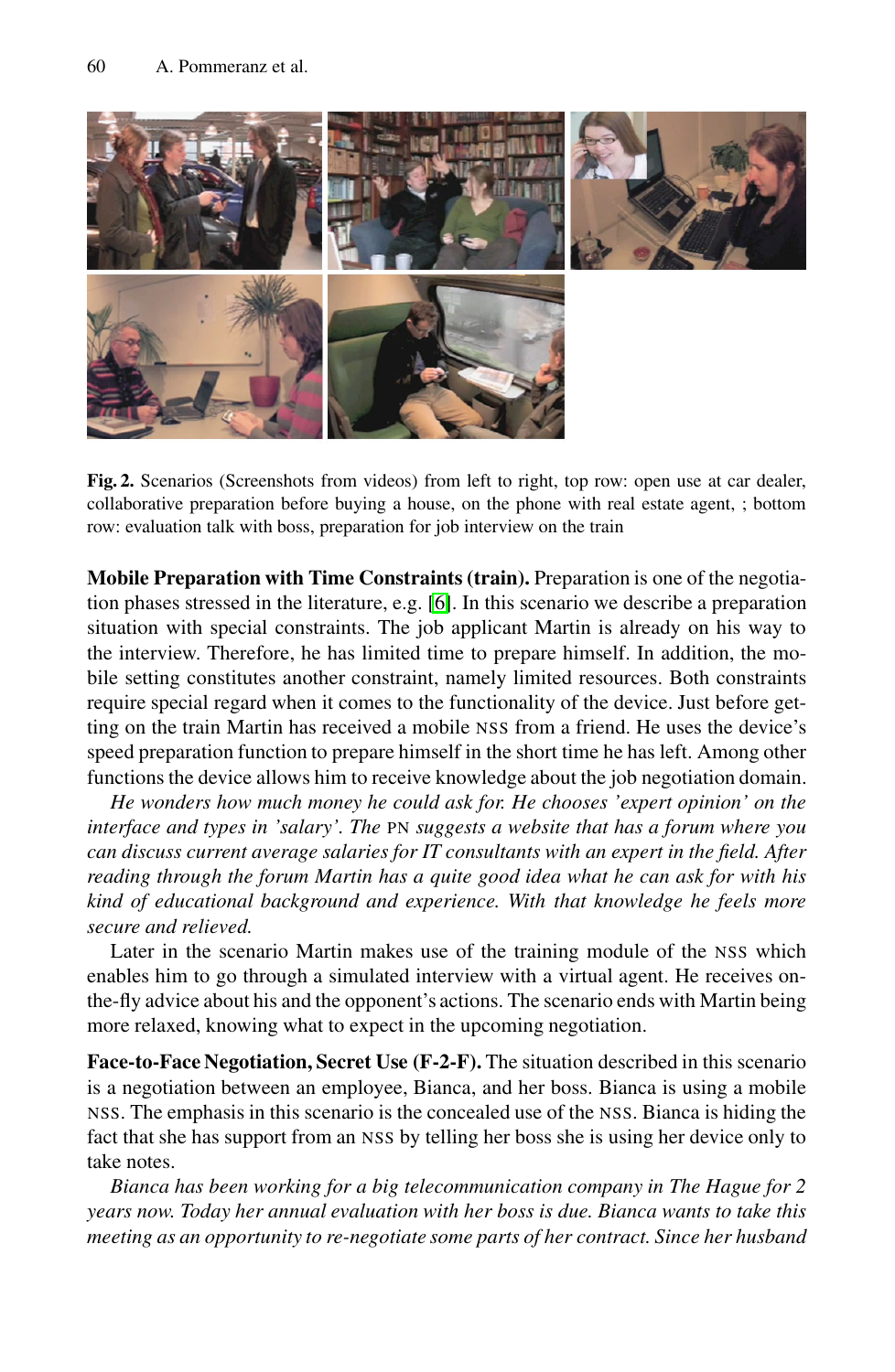Fig. 2. Scenarios (Screenshots from videos) from left to right, top row: open use at car dealer, collaborative preparation before buying a house, on the phone with real estate agent, ; bottom row: evaluation talk with boss, preparation for job interview on the train

**Mobile Preparation with Time Constraints (train).** Preparation is one of the negotiation phases stressed in the literature, e.g. [6]. In this scenario we describe a preparation situation with special constraints. The job applicant Martin is already on his way to the interview. Therefore, he has limited time to prepare himself. In addition, the mobile setting constitutes another constraint, namely limited resources. Both constraints require special regard when it comes to the functionality of the device. Just before getting on the train Martin has received a mobile NSS from a friend. He uses the device's speed preparation function to prepare himself in the short time he has left. Among other functions the device allows him to receive knowledge about the job negotiation domain.

*He wonders how much money he could ask for. He chooses 'expert opinion' on the interface and types in 'salary'. The PN suggests a website that has a forum where you can discuss current average salaries for IT consultants with an expert in the field. After reading through the forum Martin has a quite good idea what he can ask for with his kind of educational background and experience. With that knowledge he feels more secure and relieved.*

Later in the scenario Martin makes use of the training module of the NSS which enables him to go through a simulated interview with a virtual agent. He receives on-the-fly advice about his and the opponent's actions. The scenario ends with Martin being more relaxed, knowing what to expect in the upcoming negotiation.

**Face-to-Face Negotiation, Secret Use (F-2-F).** The situation described in this scenario is a negotiation between an employee, Bianca, and her boss. Bianca is using a mobile NSS. The emphasis in this scenario is the concealed use of the NSS. Bianca is hiding the fact that she has support from an NSS by telling her boss she is using her device only to take notes.

*Bianca has been working for a big telecommunication company in The Hague for 2 years now. Today her annual evaluation with her boss is due. Bianca wants to take this meeting as an opportunity to re-negotiate some parts of her contract. Since her husband*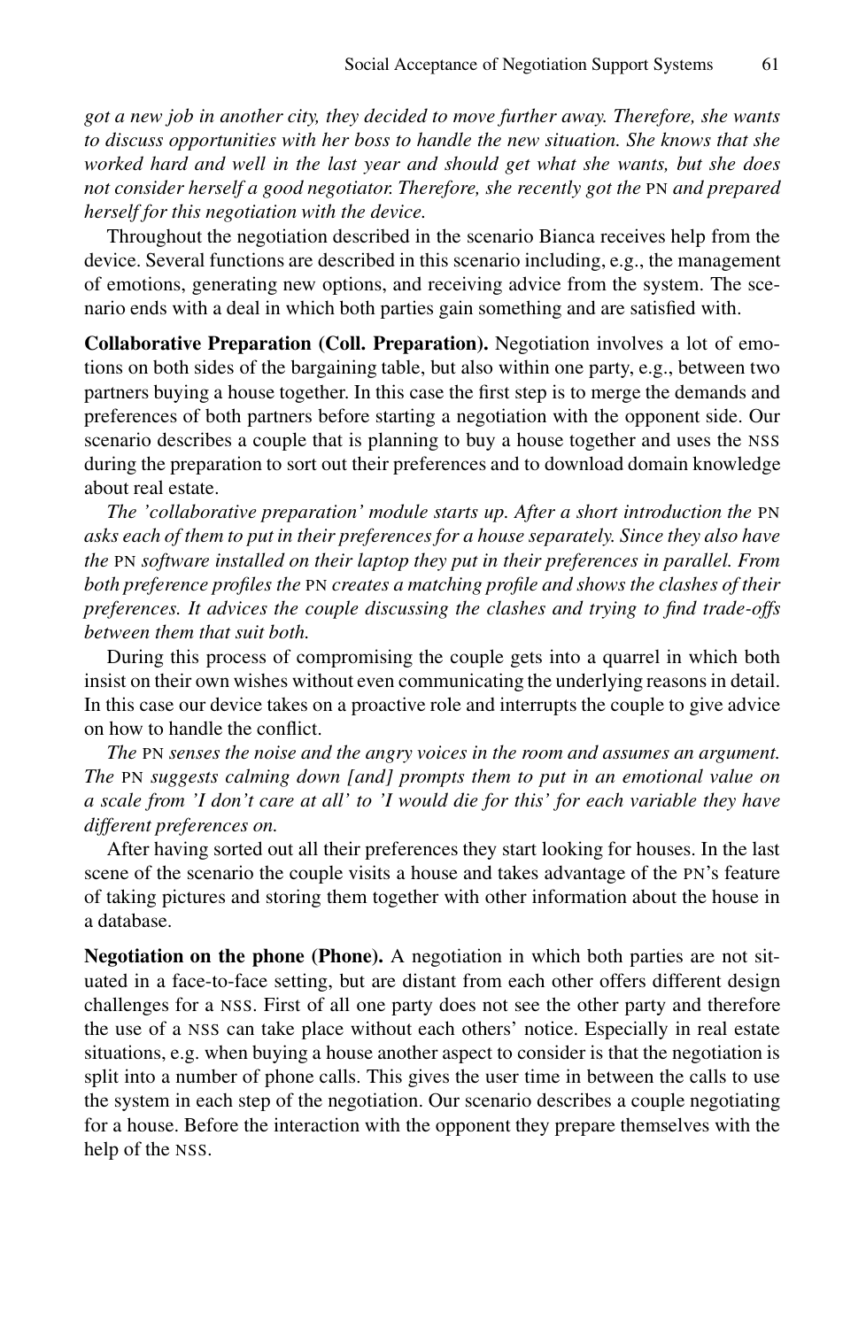*got a new job in another city, they decided to move further away. Therefore, she wants to discuss opportunities with her boss to handle the new situation. She knows that she worked hard and well in the last year and should get what she wants, but she does not consider herself a good negotiator. Therefore, she recently got the* PN *and prepared herself for this negotiation with the device.*

Throughout the negotiation described in the scenario Bianca receives help from the device. Several functions are described in this scenario including, e.g., the management of emotions, generating new options, and receiving advice from the system. The scenario ends with a deal in which both parties gain something and are satisfied with.

**Collaborative Preparation (Coll. Preparation).** Negotiation involves a lot of emotions on both sides of the bargaining table, but also within one party, e.g., between two partners buying a house together. In this case the first step is to merge the demands and preferences of both partners before starting a negotiation with the opponent side. Our scenario describes a couple that is planning to buy a house together and uses the NSS during the preparation to sort out their preferences and to download domain knowledge about real estate.

*The 'collaborative preparation' module starts up. After a short introduction the* PN *asks each of them to put in their preferences for a house separately. Since they also have the* PN *software installed on their laptop they put in their preferences in parallel. From both preference profiles the* PN *creates a matching profile and shows the clashes of their preferences. It advices the couple discussing the clashes and trying to find trade-offs between them that suit both.*

During this process of compromising the couple gets into a quarrel in which both insist on their own wishes without even communicating the underlying reasons in detail. In this case our device takes on a proactive role and interrupts the couple to give advice on how to handle the conflict.

*The* PN *senses the noise and the angry voices in the room and assumes an argument. The* PN *suggests calming down [and] prompts them to put in an emotional value on a scale from 'I don't care at all' to 'I would die for this' for each variable they have different preferences on.*

After having sorted out all their preferences they start looking for houses. In the last scene of the scenario the couple visits a house and takes advantage of the PN's feature of taking pictures and storing them together with other information about the house in a database.

**Negotiation on the phone (Phone).** A negotiation in which both parties are not situated in a face-to-face setting, but are distant from each other offers different design challenges for a NSS. First of all one party does not see the other party and therefore the use of a NSS can take place without each others' notice. Especially in real estate situations, e.g. when buying a house another aspect to consider is that the negotiation is split into a number of phone calls. This gives the user time in between the calls to use the system in each step of the negotiation. Our scenario describes a couple negotiating for a house. Before the interaction with the opponent they prepare themselves with the help of the NSS.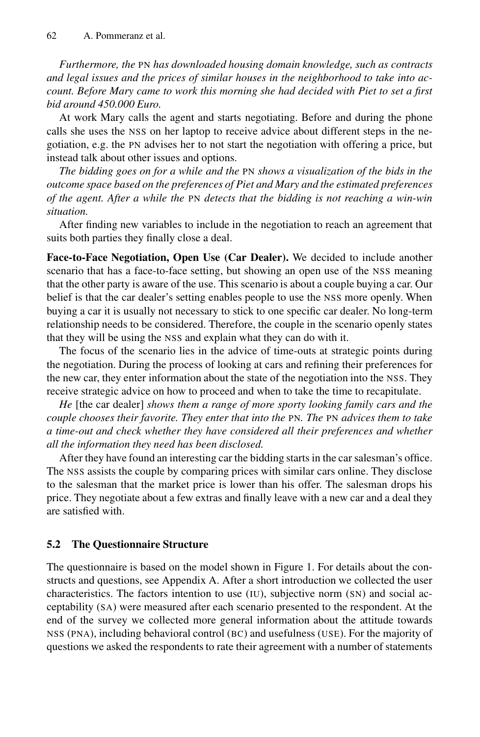*Furthermore, the* PN *has downloaded housing domain knowledge, such as contracts and legal issues and the prices of similar houses in the neighborhood to take into account. Before Mary came to work this morning she had decided with Piet to set a first bid around 450.000 Euro.*

At work Mary calls the agent and starts negotiating. Before and during the phone calls she uses the NSS on her laptop to receive advice about different steps in the negotiation, e.g. the PN advises her to not start the negotiation with offering a price, but instead talk about other issues and options.

*The bidding goes on for a while and the* PN *shows a visualization of the bids in the outcome space based on the preferences of Piet and Mary and the estimated preferences of the agent. After a while the* PN *detects that the bidding is not reaching a win-win situation.*

After finding new variables to include in the negotiation to reach an agreement that suits both parties they finally close a deal.

**Face-to-Face Negotiation, Open Use (Car Dealer).** We decided to include another scenario that has a face-to-face setting, but showing an open use of the NSS meaning that the other party is aware of the use. This scenario is about a couple buying a car. Our belief is that the car dealer's setting enables people to use the NSS more openly. When buying a car it is usually not necessary to stick to one specific car dealer. No long-term relationship needs to be considered. Therefore, the couple in the scenario openly states that they will be using the NSS and explain what they can do with it.

The focus of the scenario lies in the advice of time-outs at strategic points during the negotiation. During the process of looking at cars and refining their preferences for the new car, they enter information about the state of the negotiation into the NSS. They receive strategic advice on how to proceed and when to take the time to recapitulate.

*He* [the car dealer] *shows them a range of more sporty looking family cars and the couple chooses their favorite. They enter that into the* PN*. The* PN *advices them to take a time-out and check whether they have considered all their preferences and whether all the information they need has been disclosed.*

After they have found an interesting car the bidding starts in the car salesman's office. The NSS assists the couple by comparing prices with similar cars online. They disclose to the salesman that the market price is lower than his offer. The salesman drops his price. They negotiate about a few extras and finally leave with a new car and a deal they are satisfied with.

### 5.2 The Questionnaire Structure

The questionnaire is based on the model shown in Figure 1. For details about the constructs and questions, see Appendix A. After a short introduction we collected the user characteristics. The factors intention to use (IU), subjective norm (SN) and social acceptability (SA) were measured after each scenario presented to the respondent. At the end of the survey we collected more general information about the attitude towards NSS (PNA), including behavioral control (BC) and usefulness (USE). For the majority of questions we asked the respondents to rate their agreement with a number of statements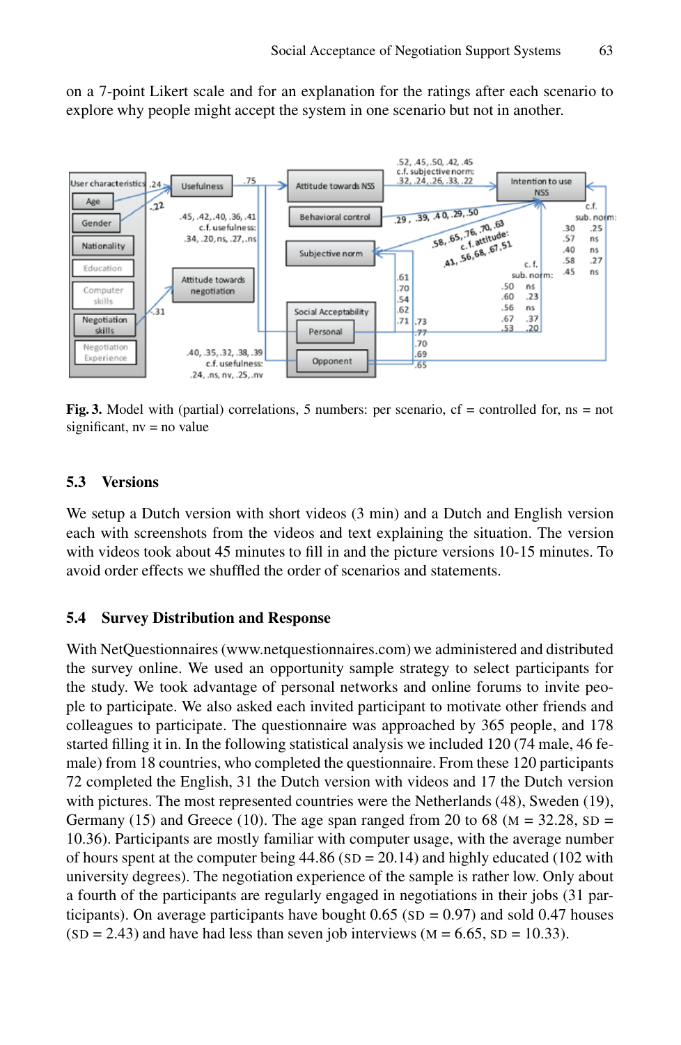on a 7-point Likert scale and for an explanation for the ratings after each scenario to explore why people might accept the system in one scenario but not in another.

**Fig. 3.** Model with (partial) correlations, 5 numbers: per scenario, cf = controlled for, ns = not significant, nv = no value

## 5.3 Versions

We setup a Dutch version with short videos (3 min) and a Dutch and English version each with screenshots from the videos and text explaining the situation. The version with videos took about 45 minutes to fill in and the picture versions 10-15 minutes. To avoid order effects we shuffled the order of scenarios and statements.

## 5.4 Survey Distribution and Response

With NetQuestionnaires (www.netquestionnaires.com) we administered and distributed the survey online. We used an opportunity sample strategy to select participants for the study. We took advantage of personal networks and online forums to invite people to participate. We also asked each invited participant to motivate other friends and colleagues to participate. The questionnaire was approached by 365 people, and 178 started filling it in. In the following statistical analysis we included 120 (74 male, 46 female) from 18 countries, who completed the questionnaire. From these 120 participants 72 completed the English, 31 the Dutch version with videos and 17 the Dutch version with pictures. The most represented countries were the Netherlands (48), Sweden (19), Germany (15) and Greece (10). The age span ranged from 20 to 68 (M = 32.28, SD = 10.36). Participants are mostly familiar with computer usage, with the average number of hours spent at the computer being 44.86 (SD = 20.14) and highly educated (102 with university degrees). The negotiation experience of the sample is rather low. Only about a fourth of the participants are regularly engaged in negotiations in their jobs (31 participants). On average participants have bought 0.65 (SD = 0.97) and sold 0.47 houses (SD = 2.43) and have had less than seven job interviews (M = 6.65, SD = 10.33).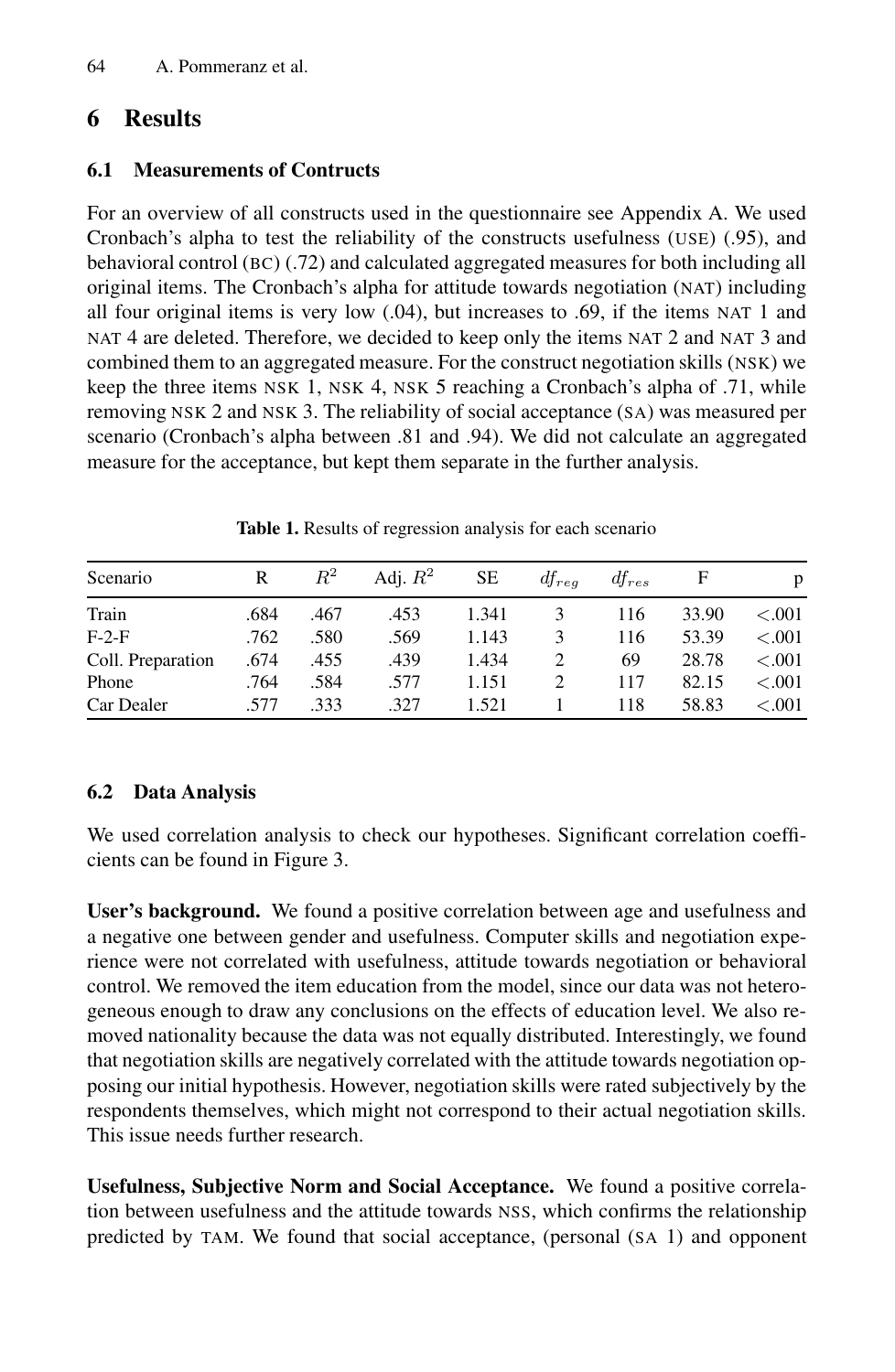## 6 Results

### 6.1 Measurements of Contructs

For an overview of all constructs used in the questionnaire see Appendix A. We used Cronbach's alpha to test the reliability of the constructs usefulness (USE) (.95), and behavioral control (BC) (.72) and calculated aggregated measures for both including all original items. The Cronbach's alpha for attitude towards negotiation (NAT) including all four original items is very low (.04), but increases to .69, if the items NAT 1 and NAT 4 are deleted. Therefore, we decided to keep only the items NAT 2 and NAT 3 and combined them to an aggregated measure. For the construct negotiation skills (NSK) we keep the three items NSK 1, NSK 4, NSK 5 reaching a Cronbach's alpha of .71, while removing NSK 2 and NSK 3. The reliability of social acceptance (SA) was measured per scenario (Cronbach's alpha between .81 and .94). We did not calculate an aggregated measure for the acceptance, but kept them separate in the further analysis.

**Table 1.** Results of regression analysis for each scenario

| Scenario | R | $R^2$ | Adj. $R^2$ | SE | $df_{reg}$ | $df_{res}$ | F | p |
|---|---|---|---|---|---|---|---|---|
| Train | .684 | .467 | .453 | 1.341 | 3 | 116 | 33.90 | $<.001$ |
| F-2-F | .762 | .580 | .569 | 1.143 | 3 | 116 | 53.39 | $<.001$ |
| Coll. Preparation | .674 | .455 | .439 | 1.434 | 2 | 69 | 28.78 | $<.001$ |
| Phone | .764 | .584 | .577 | 1.151 | 2 | 117 | 82.15 | $<.001$ |
| Car Dealer | .577 | .333 | .327 | 1.521 | 1 | 118 | 58.83 | $<.001$ |

### 6.2 Data Analysis

We used correlation analysis to check our hypotheses. Significant correlation coefficients can be found in Figure 3.

**User's background.** We found a positive correlation between age and usefulness and a negative one between gender and usefulness. Computer skills and negotiation experience were not correlated with usefulness, attitude towards negotiation or behavioral control. We removed the item education from the model, since our data was not heterogeneous enough to draw any conclusions on the effects of education level. We also removed nationality because the data was not equally distributed. Interestingly, we found that negotiation skills are negatively correlated with the attitude towards negotiation opposing our initial hypothesis. However, negotiation skills were rated subjectively by the respondents themselves, which might not correspond to their actual negotiation skills. This issue needs further research.

**Usefulness, Subjective Norm and Social Acceptance.** We found a positive correlation between usefulness and the attitude towards NSS, which confirms the relationship predicted by TAM. We found that social acceptance, (personal (SA 1) and opponent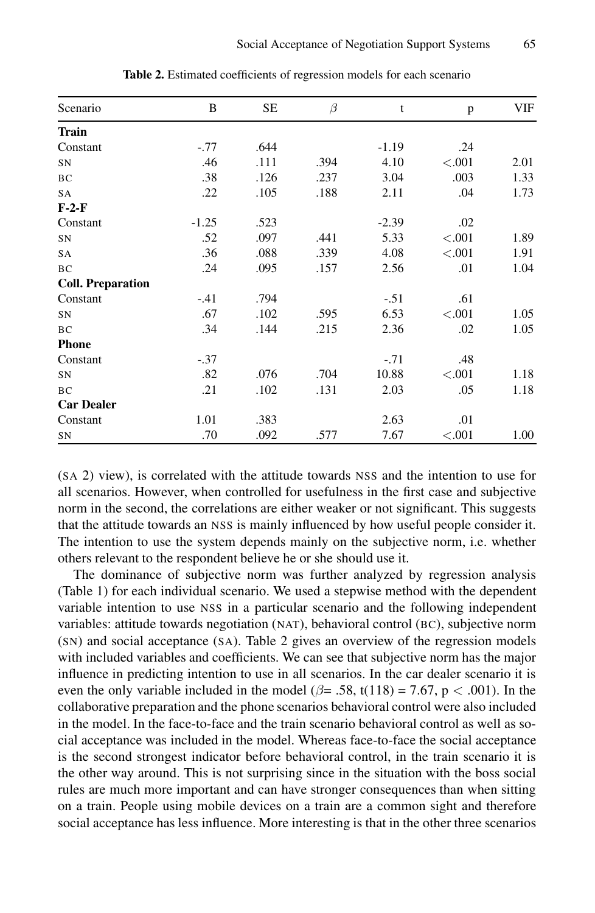**Table 2.** Estimated coefficients of regression models for each scenario

| Scenario | B | SE | $\beta$ | t | p | VIF |
|---|---|---|---|---|---|---|
| **Train** | | | | | | |
| Constant | -.77 | .644 | | -1.19 | .24 | |
| SN | .46 | .111 | .394 | 4.10 | <.001 | 2.01 |
| BC | .38 | .126 | .237 | 3.04 | .003 | 1.33 |
| SA | .22 | .105 | .188 | 2.11 | .04 | 1.73 |
| **F-2-F** | | | | | | |
| Constant | -1.25 | .523 | | -2.39 | .02 | |
| SN | .52 | .097 | .441 | 5.33 | <.001 | 1.89 |
| SA | .36 | .088 | .339 | 4.08 | <.001 | 1.91 |
| BC | .24 | .095 | .157 | 2.56 | .01 | 1.04 |
| **Coll. Preparation** | | | | | | |
| Constant | -.41 | .794 | | -.51 | .61 | |
| SN | .67 | .102 | .595 | 6.53 | <.001 | 1.05 |
| BC | .34 | .144 | .215 | 2.36 | .02 | 1.05 |
| **Phone** | | | | | | |
| Constant | -.37 | | | -.71 | .48 | |
| SN | .82 | .076 | .704 | 10.88 | <.001 | 1.18 |
| BC | .21 | .102 | .131 | 2.03 | .05 | 1.18 |
| **Car Dealer** | | | | | | |
| Constant | 1.01 | .383 | | 2.63 | .01 | |
| SN | .70 | .092 | .577 | 7.67 | <.001 | 1.00 |

(SA 2) view), is correlated with the attitude towards NSS and the intention to use for all scenarios. However, when controlled for usefulness in the first case and subjective norm in the second, the correlations are either weaker or not significant. This suggests that the attitude towards an NSS is mainly influenced by how useful people consider it. The intention to use the system depends mainly on the subjective norm, i.e. whether others relevant to the respondent believe he or she should use it.

The dominance of subjective norm was further analyzed by regression analysis (Table 1) for each individual scenario. We used a stepwise method with the dependent variable intention to use NSS in a particular scenario and the following independent variables: attitude towards negotiation (NAT), behavioral control (BC), subjective norm (SN) and social acceptance (SA). Table 2 gives an overview of the regression models with included variables and coefficients. We can see that subjective norm has the major influence in predicting intention to use in all scenarios. In the car dealer scenario it is even the only variable included in the model ($\beta$= .58, t(118) = 7.67, $p < .001$). In the collaborative preparation and the phone scenarios behavioral control were also included in the model. In the face-to-face and the train scenario behavioral control as well as social acceptance was included in the model. Whereas face-to-face the social acceptance is the second strongest indicator before behavioral control, in the train scenario it is the other way around. This is not surprising since in the situation with the boss social rules are much more important and can have stronger consequences than when sitting on a train. People using mobile devices on a train are a common sight and therefore social acceptance has less influence. More interesting is that in the other three scenarios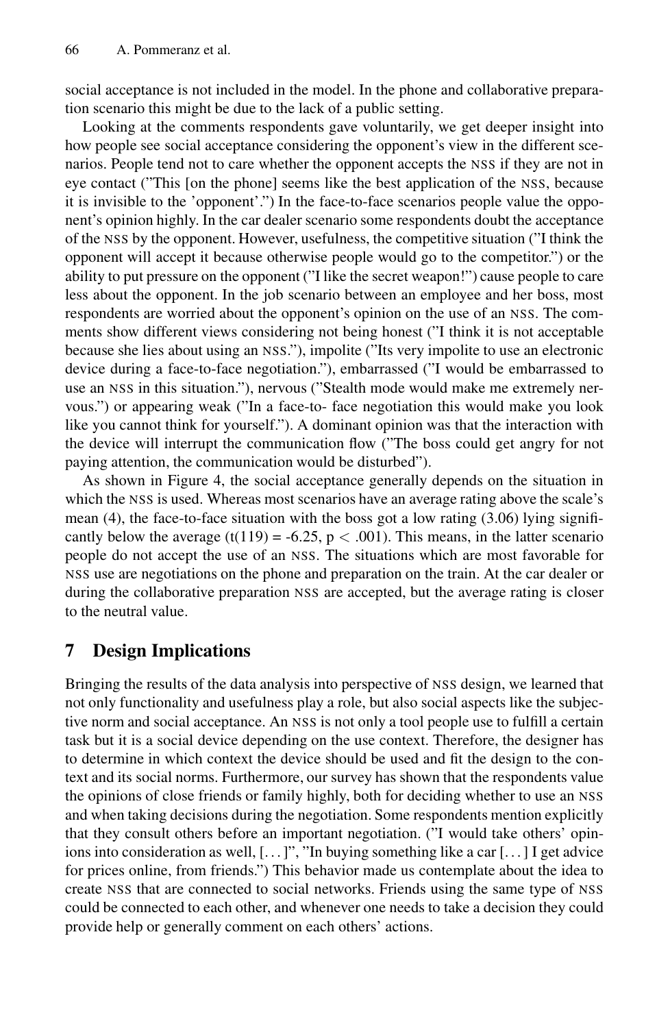social acceptance is not included in the model. In the phone and collaborative preparation scenario this might be due to the lack of a public setting.

Looking at the comments respondents gave voluntarily, we get deeper insight into how people see social acceptance considering the opponent's view in the different scenarios. People tend not to care whether the opponent accepts the NSS if they are not in eye contact ("This [on the phone] seems like the best application of the NSS, because it is invisible to the 'opponent'.") In the face-to-face scenarios people value the opponent's opinion highly. In the car dealer scenario some respondents doubt the acceptance of the NSS by the opponent. However, usefulness, the competitive situation ("I think the opponent will accept it because otherwise people would go to the competitor.") or the ability to put pressure on the opponent ("I like the secret weapon!") cause people to care less about the opponent. In the job scenario between an employee and her boss, most respondents are worried about the opponent's opinion on the use of an NSS. The comments show different views considering not being honest ("I think it is not acceptable because she lies about using an NSS."), impolite ("Its very impolite to use an electronic device during a face-to-face negotiation."), embarrassed ("I would be embarrassed to use an NSS in this situation."), nervous ("Stealth mode would make me extremely nervous.") or appearing weak ("In a face-to- face negotiation this would make you look like you cannot think for yourself."). A dominant opinion was that the interaction with the device will interrupt the communication flow ("The boss could get angry for not paying attention, the communication would be disturbed").

As shown in Figure 4, the social acceptance generally depends on the situation in which the NSS is used. Whereas most scenarios have an average rating above the scale's mean (4), the face-to-face situation with the boss got a low rating (3.06) lying significantly below the average ($t(119) = -6.25$, $p < .001$). This means, in the latter scenario people do not accept the use of an NSS. The situations which are most favorable for NSS use are negotiations on the phone and preparation on the train. At the car dealer or during the collaborative preparation NSS are accepted, but the average rating is closer to the neutral value.

## 7 Design Implications

Bringing the results of the data analysis into perspective of NSS design, we learned that not only functionality and usefulness play a role, but also social aspects like the subjective norm and social acceptance. An NSS is not only a tool people use to fulfill a certain task but it is a social device depending on the use context. Therefore, the designer has to determine in which context the device should be used and fit the design to the context and its social norms. Furthermore, our survey has shown that the respondents value the opinions of close friends or family highly, both for deciding whether to use an NSS and when taking decisions during the negotiation. Some respondents mention explicitly that they consult others before an important negotiation. ("I would take others' opinions into consideration as well, [...]", "In buying something like a car [...] I get advice for prices online, from friends.") This behavior made us contemplate about the idea to create NSS that are connected to social networks. Friends using the same type of NSS could be connected to each other, and whenever one needs to take a decision they could provide help or generally comment on each others' actions.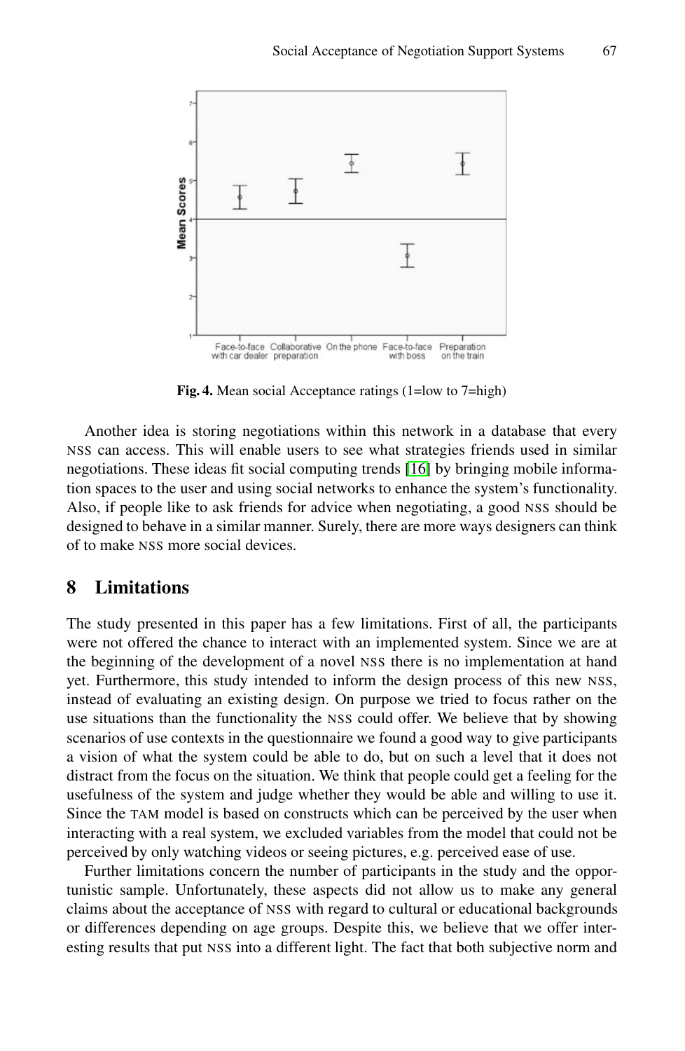Mean Scores

7
6
5
4
3
2
1

Face-to-face with car dealer
Collaborative preparation
On the phone
Face-to-face with boss
Preparation on the train

**Fig. 4.** Mean social Acceptance ratings (1=low to 7=high)

Another idea is storing negotiations within this network in a database that every NSS can access. This will enable users to see what strategies friends used in similar negotiations. These ideas fit social computing trends [16] by bringing mobile information spaces to the user and using social networks to enhance the system's functionality. Also, if people like to ask friends for advice when negotiating, a good NSS should be designed to behave in a similar manner. Surely, there are more ways designers can think of to make NSS more social devices.

## 8 Limitations

The study presented in this paper has a few limitations. First of all, the participants were not offered the chance to interact with an implemented system. Since we are at the beginning of the development of a novel NSS there is no implementation at hand yet. Furthermore, this study intended to inform the design process of this new NSS, instead of evaluating an existing design. On purpose we tried to focus rather on the use situations than the functionality the NSS could offer. We believe that by showing scenarios of use contexts in the questionnaire we found a good way to give participants a vision of what the system could be able to do, but on such a level that it does not distract from the focus on the situation. We think that people could get a feeling for the usefulness of the system and judge whether they would be able and willing to use it. Since the TAM model is based on constructs which can be perceived by the user when interacting with a real system, we excluded variables from the model that could not be perceived by only watching videos or seeing pictures, e.g. perceived ease of use.

Further limitations concern the number of participants in the study and the opportunistic sample. Unfortunately, these aspects did not allow us to make any general claims about the acceptance of NSS with regard to cultural or educational backgrounds or differences depending on age groups. Despite this, we believe that we offer interesting results that put NSS into a different light. The fact that both subjective norm and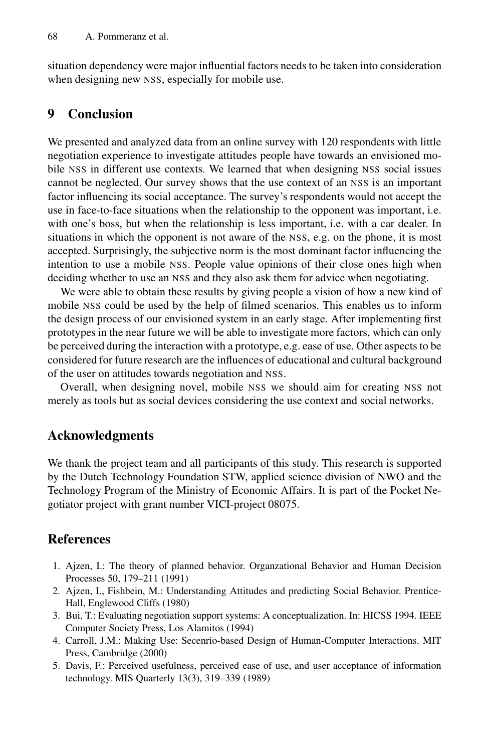situation dependency were major influential factors needs to be taken into consideration when designing new NSS, especially for mobile use.

## 9 Conclusion

We presented and analyzed data from an online survey with 120 respondents with little negotiation experience to investigate attitudes people have towards an envisioned mobile NSS in different use contexts. We learned that when designing NSS social issues cannot be neglected. Our survey shows that the use context of an NSS is an important factor influencing its social acceptance. The survey's respondents would not accept the use in face-to-face situations when the relationship to the opponent was important, i.e. with one's boss, but when the relationship is less important, i.e. with a car dealer. In situations in which the opponent is not aware of the NSS, e.g. on the phone, it is most accepted. Surprisingly, the subjective norm is the most dominant factor influencing the intention to use a mobile NSS. People value opinions of their close ones high when deciding whether to use an NSS and they also ask them for advice when negotiating.

We were able to obtain these results by giving people a vision of how a new kind of mobile NSS could be used by the help of filmed scenarios. This enables us to inform the design process of our envisioned system in an early stage. After implementing first prototypes in the near future we will be able to investigate more factors, which can only be perceived during the interaction with a prototype, e.g. ease of use. Other aspects to be considered for future research are the influences of educational and cultural background of the user on attitudes towards negotiation and NSS.

Overall, when designing novel, mobile NSS we should aim for creating NSS not merely as tools but as social devices considering the use context and social networks.

## Acknowledgments

We thank the project team and all participants of this study. This research is supported by the Dutch Technology Foundation STW, applied science division of NWO and the Technology Program of the Ministry of Economic Affairs. It is part of the Pocket Negotiator project with grant number VICI-project 08075.

## References

1. Ajzen, I.: The theory of planned behavior. Organzational Behavior and Human Decision Processes 50, 179–211 (1991)
2. Ajzen, I., Fishbein, M.: Understanding Attitudes and predicting Social Behavior. Prentice-Hall, Englewood Cliffs (1980)
3. Bui, T.: Evaluating negotiation support systems: A conceptualization. In: HICSS 1994. IEEE Computer Society Press, Los Alamitos (1994)
4. Carroll, J.M.: Making Use: Secenrio-based Design of Human-Computer Interactions. MIT Press, Cambridge (2000)
5. Davis, F.: Perceived usefulness, perceived ease of use, and user acceptance of information technology. MIS Quarterly 13(3), 319–339 (1989)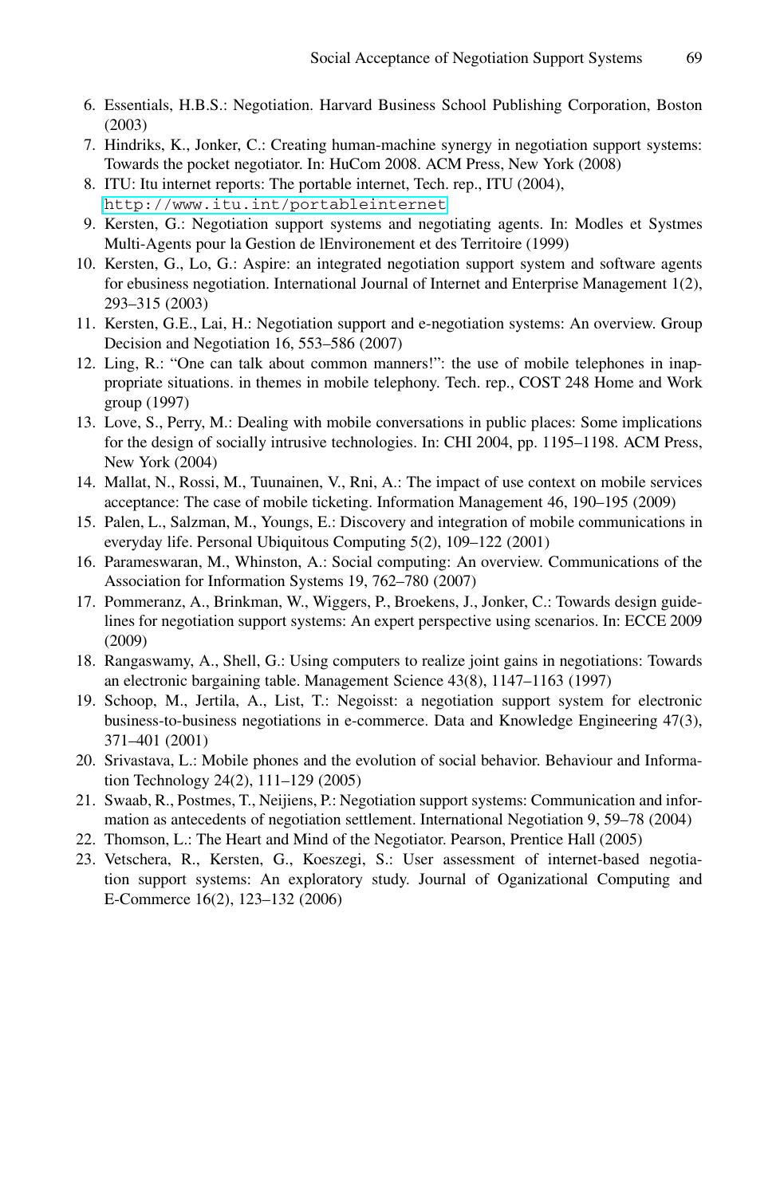6. Essentials, H.B.S.: Negotiation. Harvard Business School Publishing Corporation, Boston (2003)
7. Hindriks, K., Jonker, C.: Creating human-machine synergy in negotiation support systems: Towards the pocket negotiator. In: HuCom 2008. ACM Press, New York (2008)
8. ITU: Itu internet reports: The portable internet, Tech. rep., ITU (2004), http://www.itu.int/portableinternet
9. Kersten, G.: Negotiation support systems and negotiating agents. In: Modles et Systmes Multi-Agents pour la Gestion de lEnvironement et des Territoire (1999)
10. Kersten, G., Lo, G.: Aspire: an integrated negotiation support system and software agents for ebusiness negotiation. International Journal of Internet and Enterprise Management 1(2), 293–315 (2003)
11. Kersten, G.E., Lai, H.: Negotiation support and e-negotiation systems: An overview. Group Decision and Negotiation 16, 553–586 (2007)
12. Ling, R.: "One can talk about common manners!": the use of mobile telephones in inappropriate situations. in themes in mobile telephony. Tech. rep., COST 248 Home and Work group (1997)
13. Love, S., Perry, M.: Dealing with mobile conversations in public places: Some implications for the design of socially intrusive technologies. In: CHI 2004, pp. 1195–1198. ACM Press, New York (2004)
14. Mallat, N., Rossi, M., Tuunainen, V., Rni, A.: The impact of use context on mobile services acceptance: The case of mobile ticketing. Information Management 46, 190–195 (2009)
15. Palen, L., Salzman, M., Youngs, E.: Discovery and integration of mobile communications in everyday life. Personal Ubiquitous Computing 5(2), 109–122 (2001)
16. Parameswaran, M., Whinston, A.: Social computing: An overview. Communications of the Association for Information Systems 19, 762–780 (2007)
17. Pommeranz, A., Brinkman, W., Wiggers, P., Broekens, J., Jonker, C.: Towards design guidelines for negotiation support systems: An expert perspective using scenarios. In: ECCE 2009 (2009)
18. Rangaswamy, A., Shell, G.: Using computers to realize joint gains in negotiations: Towards an electronic bargaining table. Management Science 43(8), 1147–1163 (1997)
19. Schoop, M., Jertila, A., List, T.: Negoisst: a negotiation support system for electronic business-to-business negotiations in e-commerce. Data and Knowledge Engineering 47(3), 371–401 (2001)
20. Srivastava, L.: Mobile phones and the evolution of social behavior. Behaviour and Information Technology 24(2), 111–129 (2005)
21. Swaab, R., Postmes, T., Neijiens, P.: Negotiation support systems: Communication and information as antecedents of negotiation settlement. International Negotiation 9, 59–78 (2004)
22. Thomson, L.: The Heart and Mind of the Negotiator. Pearson, Prentice Hall (2005)
23. Vetschera, R., Kersten, G., Koeszegi, S.: User assessment of internet-based negotiation support systems: An exploratory study. Journal of Oganizational Computing and E-Commerce 16(2), 123–132 (2006)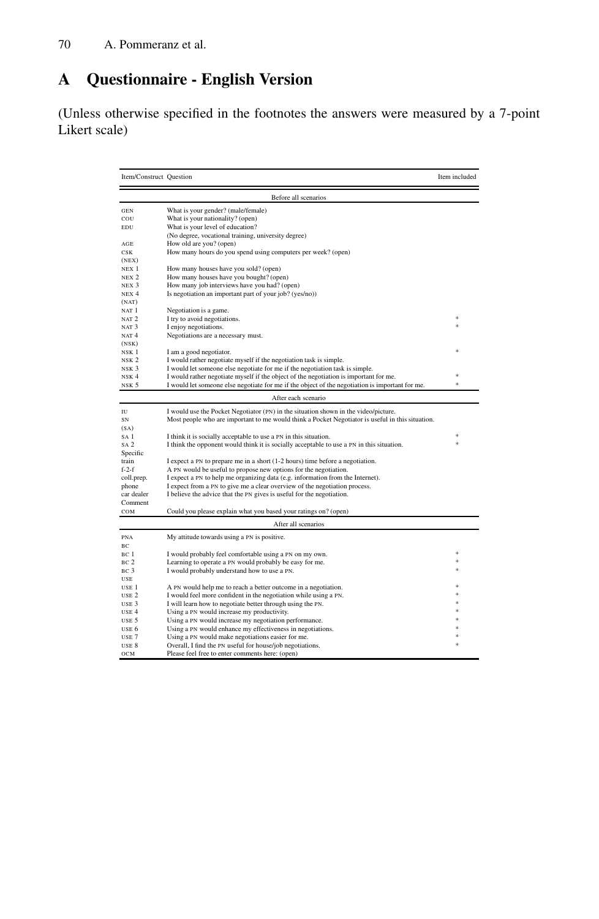# A Questionnaire - English Version

(Unless otherwise specified in the footnotes the answers were measured by a 7-point Likert scale)

| Item/Construct | Question | Item included |
|---|---|---|
| | Before all scenarios | |
| GEN | What is your gender? (male/female) | |
| COU | What is your nationality? (open) | |
| EDU | What is your level of education? (No degree, vocational training, university degree) | |
| AGE | How old are you? (open) | |
| CSK | How many hours do you spend using computers per week? (open) | |
| (NEX) | | |
| NEX 1 | How many houses have you sold? (open) | |
| NEX 2 | How many houses have you bought? (open) | |
| NEX 3 | How many job interviews have you had? (open) | |
| NEX 4 | Is negotiation an important part of your job? (yes/no)) | |
| (NAT) | | |
| NAT 1 | Negotiation is a game. | |
| NAT 2 | I try to avoid negotiations. | * |
| NAT 3 | I enjoy negotiations. | * |
| NAT 4 | Negotiations are a necessary must. | |
| (NSK) | | |
| NSK 1 | I am a good negotiator. | * |
| NSK 2 | I would rather negotiate myself if the negotiation task is simple. | |
| NSK 3 | I would let someone else negotiate for me if the negotiation task is simple. | |
| NSK 4 | I would rather negotiate myself if the object of the negotiation is important for me. | * |
| NSK 5 | I would let someone else negotiate for me if the object of the negotiation is important for me. | * |
| | After each scenario | |
| IU | I would use the Pocket Negotiator (PN) in the situation shown in the video/picture. | |
| SN | Most people who are important to me would think a Pocket Negotiator is useful in this situation. | |
| (SA) | | |
| SA 1 | I think it is socially acceptable to use a PN in this situation. | * |
| SA 2 | I think the opponent would think it is socially acceptable to use a PN in this situation. | * |
| Specific | | |
| train | I expect a PN to prepare me in a short (1-2 hours) time before a negotiation. | |
| f-2-f | A PN would be useful to propose new options for the negotiation. | |
| coll.prep. | I expect a PN to help me organizing data (e.g. information from the Internet). | |
| phone | I expect from a PN to give me a clear overview of the negotiation process. | |
| car dealer | I believe the advice that the PN gives is useful for the negotiation. | |
| Comment | | |
| COM | Could you please explain what you based your ratings on? (open) | |
| | After all scenarios | |
| PNA | My attitude towards using a PN is positive. | |
| BC | | |
| BC 1 | I would probably feel comfortable using a PN on my own. | * |
| BC 2 | Learning to operate a PN would probably be easy for me. | * |
| BC 3 | I would probably understand how to use a PN. | * |
| USE | | |
| USE 1 | A PN would help me to reach a better outcome in a negotiation. | * |
| USE 2 | I would feel more confident in the negotiation while using a PN. | * |
| USE 3 | I will learn how to negotiate better through using the PN. | * |
| USE 4 | Using a PN would increase my productivity. | * |
| USE 5 | Using a PN would increase my negotiation performance. | * |
| USE 6 | Using a PN would enhance my effectiveness in negotiations. | * |
| USE 7 | Using a PN would make negotiations easier for me. | * |
| USE 8 | Overall, I find the PN useful for house/job negotiations. | * |
| OCM | Please feel free to enter comments here: (open) | |